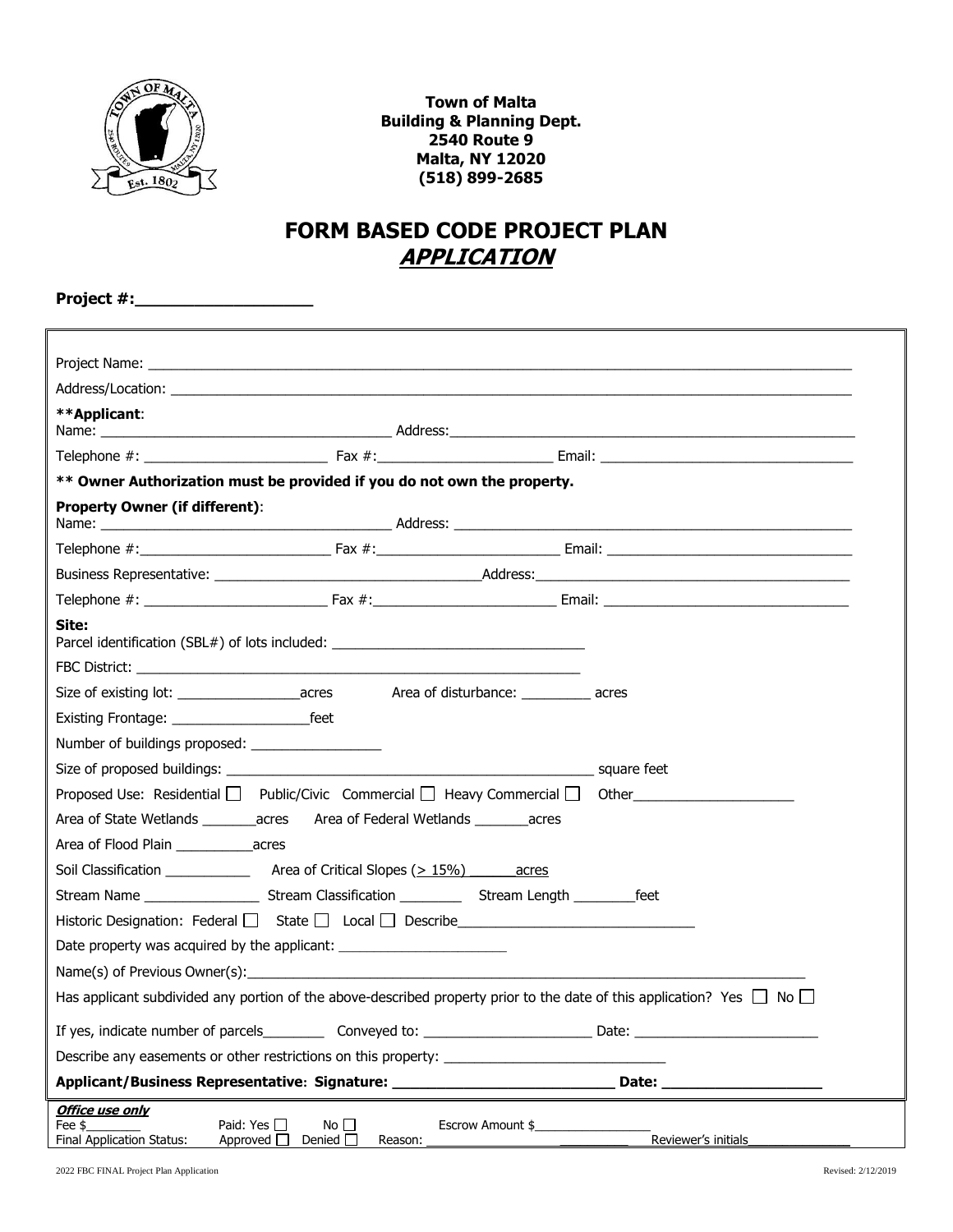**Town of Malta**
**Building & Planning Dept.**
**2540 Route 9**
**Malta, NY 12020**
**(518) 899-2685**

# FORM BASED CODE PROJECT PLAN
## ***APPLICATION***

**Project #:__________________**

Project Name: ___________________________________________________________________________________________

Address/Location: _______________________________________________________________________________________

****Applicant**:
Name: ______________________________________ Address:_____________________________________________________

Telephone #: ______________________ Fax #:_____________________ Email: ______________________________

**** Owner Authorization must be provided if you do not own the property.**

**Property Owner (if different)**:
Name: ______________________________________ Address: ____________________________________________________

Telephone #:________________________ Fax #:______________________ Email: ______________________________

Business Representative: __________________________________Address:_________________________________________

Telephone #: ______________________ Fax #:______________________ Email: ______________________________

**Site:**
Parcel identification (SBL#) of lots included: _______________________________

FBC District: _________________________________________________________

Size of existing lot: ________________acres      Area of disturbance: _________ acres

Existing Frontage: __________________feet

Number of buildings proposed: ________________

Size of proposed buildings: _______________________________________________ square feet

Proposed Use: Residential ☐   Public/Civic   Commercial ☐   Heavy Commercial ☐   Other____________________

Area of State Wetlands _______acres   Area of Federal Wetlands _______acres

Area of Flood Plain __________acres

Soil Classification ___________   Area of Critical Slopes (≥ 15%) ______acres

Stream Name _______________ Stream Classification ________   Stream Length ________feet

Historic Designation: Federal ☐   State ☐   Local ☐   Describe______________________________

Date property was acquired by the applicant: _____________________

Name(s) of Previous Owner(s):__________________________________________________________________________

Has applicant subdivided any portion of the above-described property prior to the date of this application? Yes ☐  No ☐

If yes, indicate number of parcels________   Conveyed to: ______________________ Date: ________________________

Describe any easements or other restrictions on this property: _____________________________

**Applicant/Business Representative: Signature: _________________________ Date: __________________**

***Office use only***
Fee $________   Paid: Yes ☐   No ☐   Escrow Amount $________________
Final Application Status:   Approved ☐   Denied ☐   Reason: ____________________________   Reviewer's initials______________

2022 FBC FINAL Project Plan Application   Revised: 2/12/2019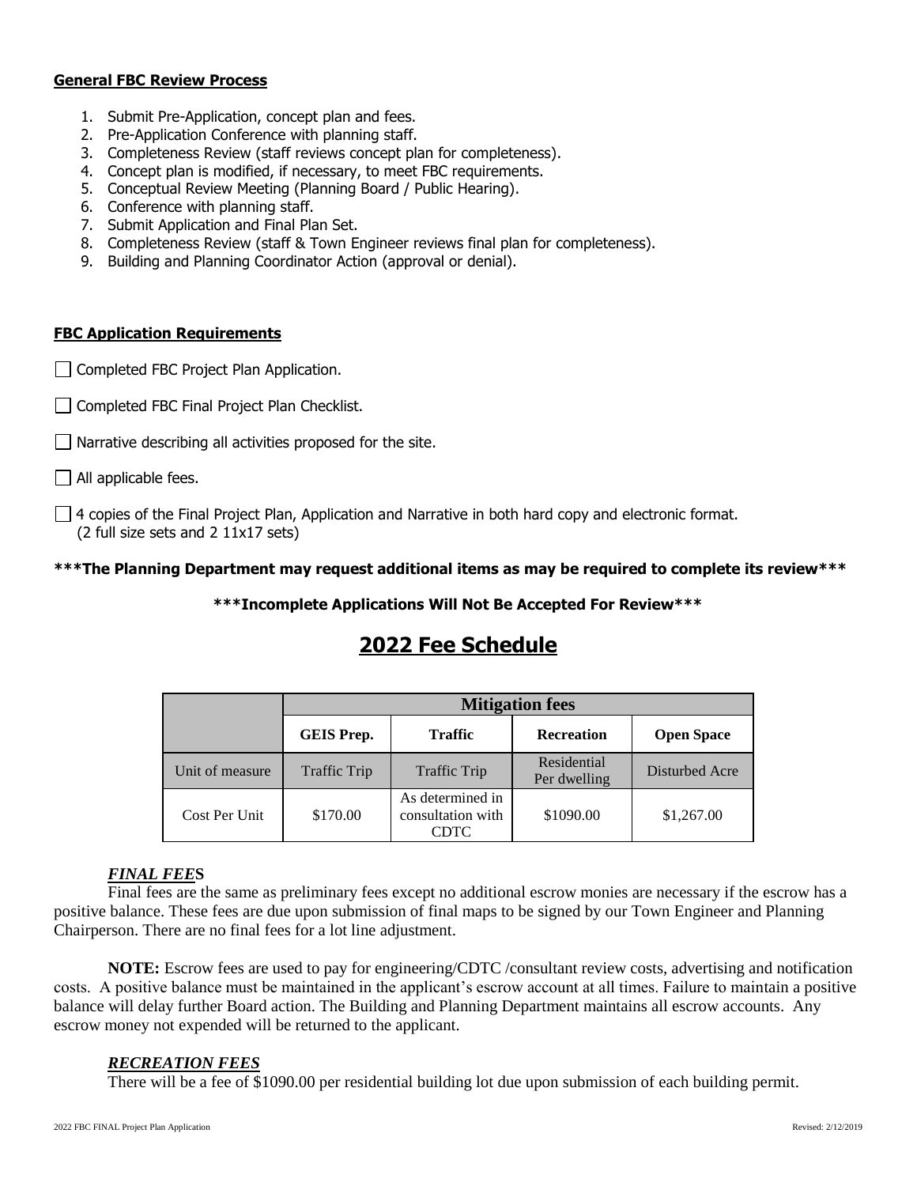**General FBC Review Process**

1. Submit Pre-Application, concept plan and fees.
2. Pre-Application Conference with planning staff.
3. Completeness Review (staff reviews concept plan for completeness).
4. Concept plan is modified, if necessary, to meet FBC requirements.
5. Conceptual Review Meeting (Planning Board / Public Hearing).
6. Conference with planning staff.
7. Submit Application and Final Plan Set.
8. Completeness Review (staff & Town Engineer reviews final plan for completeness).
9. Building and Planning Coordinator Action (approval or denial).

**FBC Application Requirements**

☐ Completed FBC Project Plan Application.

☐ Completed FBC Final Project Plan Checklist.

☐ Narrative describing all activities proposed for the site.

☐ All applicable fees.

☐ 4 copies of the Final Project Plan, Application and Narrative in both hard copy and electronic format. (2 full size sets and 2 11x17 sets)

**\*\*\*The Planning Department may request additional items as may be required to complete its review\*\*\***

**\*\*\*Incomplete Applications Will Not Be Accepted For Review\*\*\***

## 2022 Fee Schedule

| | **Mitigation fees** | | | |
|---|---|---|---|---|
| | **GEIS Prep.** | **Traffic** | **Recreation** | **Open Space** |
| Unit of measure | Traffic Trip | Traffic Trip | Residential Per dwelling | Disturbed Acre |
| Cost Per Unit | $170.00 | As determined in consultation with CDTC | $1090.00 | $1,267.00 |

***FINAL FEE*S**

Final fees are the same as preliminary fees except no additional escrow monies are necessary if the escrow has a positive balance. These fees are due upon submission of final maps to be signed by our Town Engineer and Planning Chairperson. There are no final fees for a lot line adjustment.

**NOTE:** Escrow fees are used to pay for engineering/CDTC /consultant review costs, advertising and notification costs. A positive balance must be maintained in the applicant's escrow account at all times. Failure to maintain a positive balance will delay further Board action. The Building and Planning Department maintains all escrow accounts. Any escrow money not expended will be returned to the applicant.

***RECREATION FEES***

There will be a fee of $1090.00 per residential building lot due upon submission of each building permit.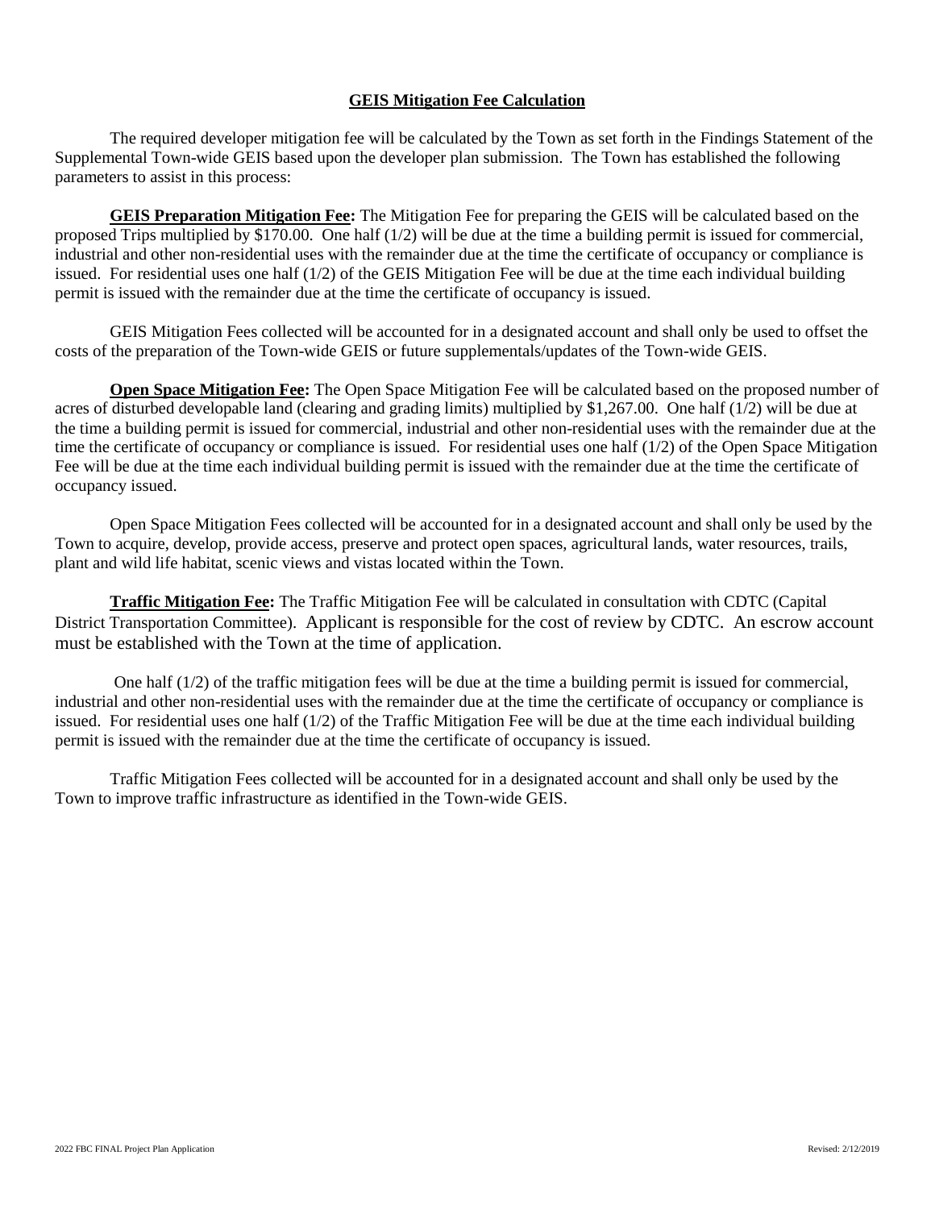## GEIS Mitigation Fee Calculation

The required developer mitigation fee will be calculated by the Town as set forth in the Findings Statement of the Supplemental Town-wide GEIS based upon the developer plan submission. The Town has established the following parameters to assist in this process:

**GEIS Preparation Mitigation Fee:** The Mitigation Fee for preparing the GEIS will be calculated based on the proposed Trips multiplied by $170.00. One half (1/2) will be due at the time a building permit is issued for commercial, industrial and other non-residential uses with the remainder due at the time the certificate of occupancy or compliance is issued. For residential uses one half (1/2) of the GEIS Mitigation Fee will be due at the time each individual building permit is issued with the remainder due at the time the certificate of occupancy is issued.

GEIS Mitigation Fees collected will be accounted for in a designated account and shall only be used to offset the costs of the preparation of the Town-wide GEIS or future supplementals/updates of the Town-wide GEIS.

**Open Space Mitigation Fee:** The Open Space Mitigation Fee will be calculated based on the proposed number of acres of disturbed developable land (clearing and grading limits) multiplied by $1,267.00. One half (1/2) will be due at the time a building permit is issued for commercial, industrial and other non-residential uses with the remainder due at the time the certificate of occupancy or compliance is issued. For residential uses one half (1/2) of the Open Space Mitigation Fee will be due at the time each individual building permit is issued with the remainder due at the time the certificate of occupancy issued.

Open Space Mitigation Fees collected will be accounted for in a designated account and shall only be used by the Town to acquire, develop, provide access, preserve and protect open spaces, agricultural lands, water resources, trails, plant and wild life habitat, scenic views and vistas located within the Town.

**Traffic Mitigation Fee:** The Traffic Mitigation Fee will be calculated in consultation with CDTC (Capital District Transportation Committee). Applicant is responsible for the cost of review by CDTC. An escrow account must be established with the Town at the time of application.

One half (1/2) of the traffic mitigation fees will be due at the time a building permit is issued for commercial, industrial and other non-residential uses with the remainder due at the time the certificate of occupancy or compliance is issued. For residential uses one half (1/2) of the Traffic Mitigation Fee will be due at the time each individual building permit is issued with the remainder due at the time the certificate of occupancy is issued.

Traffic Mitigation Fees collected will be accounted for in a designated account and shall only be used by the Town to improve traffic infrastructure as identified in the Town-wide GEIS.